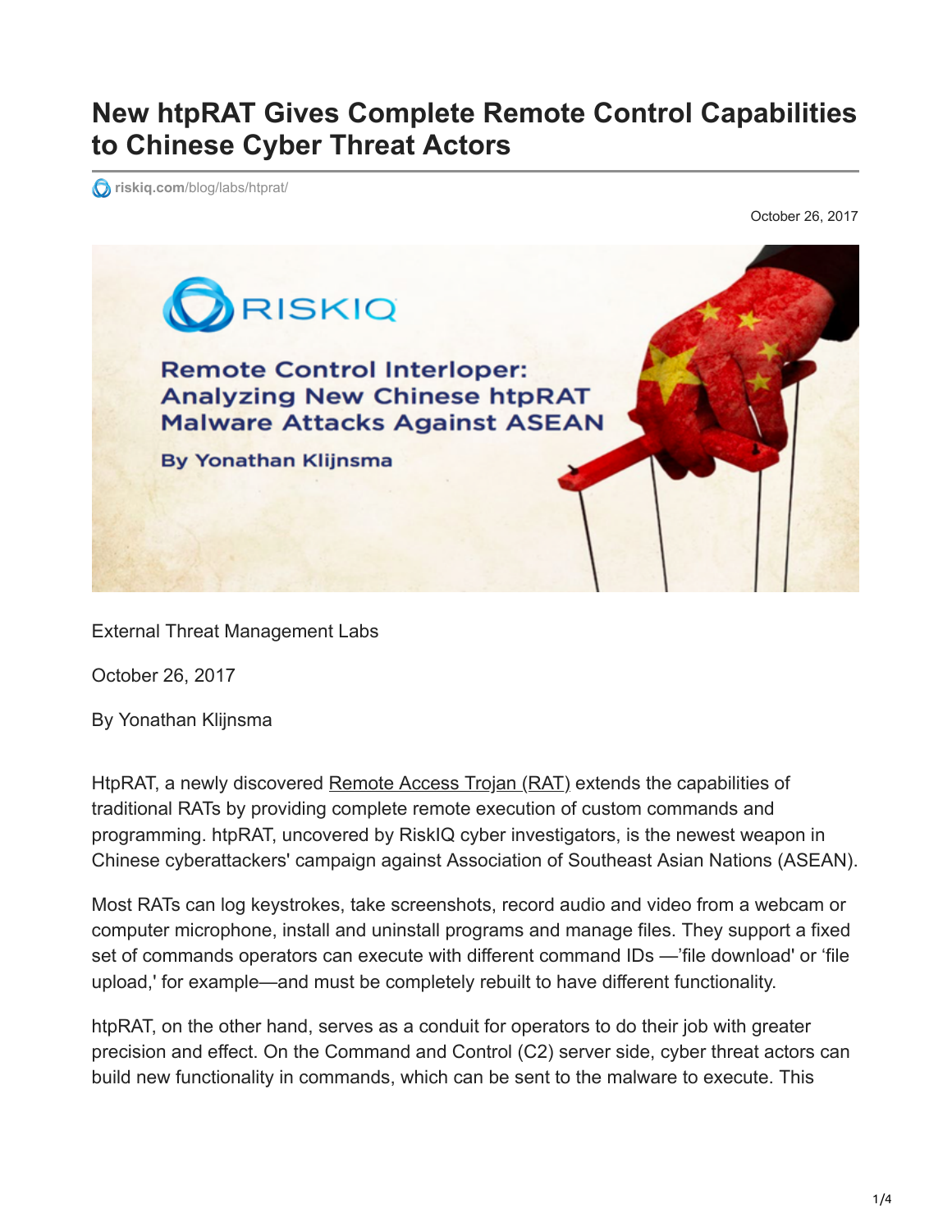# New htpRAT Gives Complete Remote Control Capabilities to Chinese Cyber Threat Actors

riskiq.com/blog/labs/htprat/

October 26, 2017

External Threat Management Labs

October 26, 2017

By Yonathan Klijnsma

HtpRAT, a newly discovered Remote Access Trojan (RAT) extends the capabilities of traditional RATs by providing complete remote execution of custom commands and programming. htpRAT, uncovered by RiskIQ cyber investigators, is the newest weapon in Chinese cyberattackers' campaign against Association of Southeast Asian Nations (ASEAN).

Most RATs can log keystrokes, take screenshots, record audio and video from a webcam or computer microphone, install and uninstall programs and manage files. They support a fixed set of commands operators can execute with different command IDs —'file download' or 'file upload,' for example—and must be completely rebuilt to have different functionality.

htpRAT, on the other hand, serves as a conduit for operators to do their job with greater precision and effect. On the Command and Control (C2) server side, cyber threat actors can build new functionality in commands, which can be sent to the malware to execute. This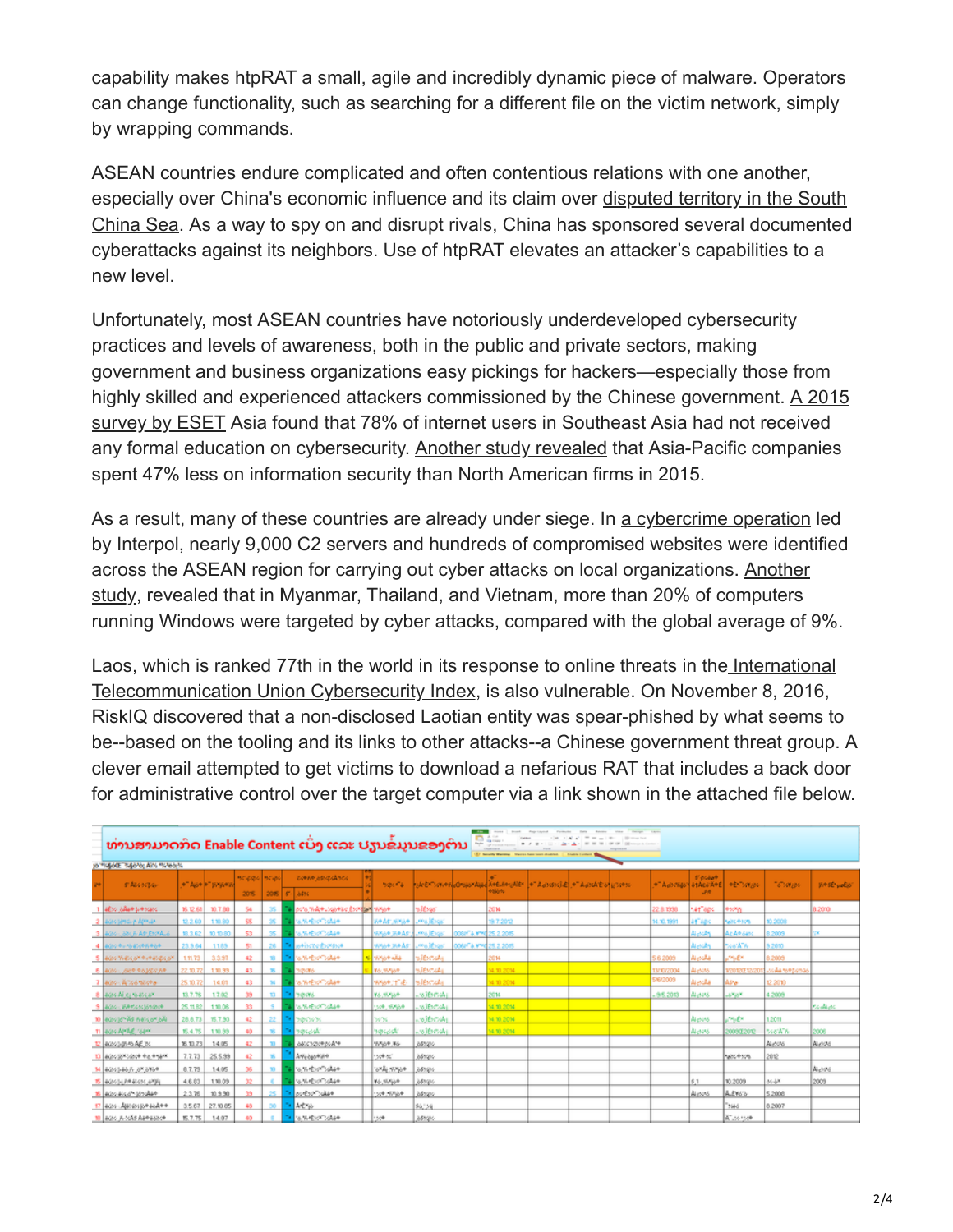capability makes htpRAT a small, agile and incredibly dynamic piece of malware. Operators can change functionality, such as searching for a different file on the victim network, simply by wrapping commands.

ASEAN countries endure complicated and often contentious relations with one another, especially over China's economic influence and its claim over disputed territory in the South China Sea. As a way to spy on and disrupt rivals, China has sponsored several documented cyberattacks against its neighbors. Use of htpRAT elevates an attacker's capabilities to a new level.

Unfortunately, most ASEAN countries have notoriously underdeveloped cybersecurity practices and levels of awareness, both in the public and private sectors, making government and business organizations easy pickings for hackers—especially those from highly skilled and experienced attackers commissioned by the Chinese government. A 2015 survey by ESET Asia found that 78% of internet users in Southeast Asia had not received any formal education on cybersecurity. Another study revealed that Asia-Pacific companies spent 47% less on information security than North American firms in 2015.

As a result, many of these countries are already under siege. In a cybercrime operation led by Interpol, nearly 9,000 C2 servers and hundreds of compromised websites were identified across the ASEAN region for carrying out cyber attacks on local organizations. Another study, revealed that in Myanmar, Thailand, and Vietnam, more than 20% of computers running Windows were targeted by cyber attacks, compared with the global average of 9%.

Laos, which is ranked 77th in the world in its response to online threats in the International Telecommunication Union Cybersecurity Index, is also vulnerable. On November 8, 2016, RiskIQ discovered that a non-disclosed Laotian entity was spear-phished by what seems to be--based on the tooling and its links to other attacks--a Chinese government threat group. A clever email attempted to get victims to download a nefarious RAT that includes a back door for administrative control over the target computer via a link shown in the attached file below.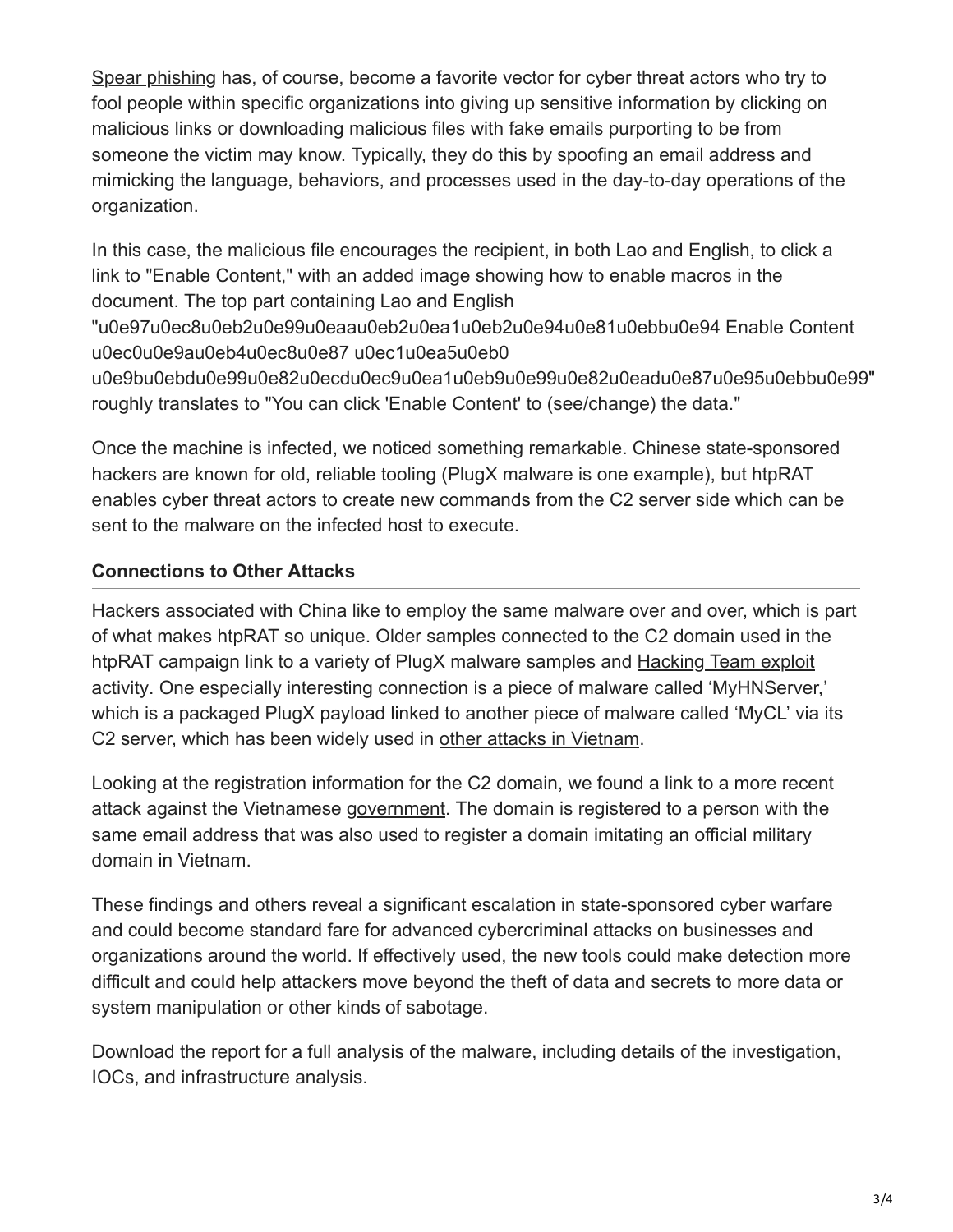Spear phishing has, of course, become a favorite vector for cyber threat actors who try to fool people within specific organizations into giving up sensitive information by clicking on malicious links or downloading malicious files with fake emails purporting to be from someone the victim may know. Typically, they do this by spoofing an email address and mimicking the language, behaviors, and processes used in the day-to-day operations of the organization.

In this case, the malicious file encourages the recipient, in both Lao and English, to click a link to "Enable Content," with an added image showing how to enable macros in the document. The top part containing Lao and English "u0e97u0ec8u0eb2u0e99u0eaau0eb2u0ea1u0eb2u0e94u0e81u0ebbu0e94 Enable Content u0ec0u0e9au0eb4u0ec8u0e87 u0ec1u0ea5u0eb0 u0e9bu0ebdu0e99u0e82u0ecdu0ec9u0ea1u0eb9u0e99u0e82u0eadu0e87u0e95u0ebbu0e99" roughly translates to "You can click 'Enable Content' to (see/change) the data."

Once the machine is infected, we noticed something remarkable. Chinese state-sponsored hackers are known for old, reliable tooling (PlugX malware is one example), but htpRAT enables cyber threat actors to create new commands from the C2 server side which can be sent to the malware on the infected host to execute.

### Connections to Other Attacks

Hackers associated with China like to employ the same malware over and over, which is part of what makes htpRAT so unique. Older samples connected to the C2 domain used in the htpRAT campaign link to a variety of PlugX malware samples and Hacking Team exploit activity. One especially interesting connection is a piece of malware called 'MyHNServer,' which is a packaged PlugX payload linked to another piece of malware called 'MyCL' via its C2 server, which has been widely used in other attacks in Vietnam.

Looking at the registration information for the C2 domain, we found a link to a more recent attack against the Vietnamese government. The domain is registered to a person with the same email address that was also used to register a domain imitating an official military domain in Vietnam.

These findings and others reveal a significant escalation in state-sponsored cyber warfare and could become standard fare for advanced cybercriminal attacks on businesses and organizations around the world. If effectively used, the new tools could make detection more difficult and could help attackers move beyond the theft of data and secrets to more data or system manipulation or other kinds of sabotage.

Download the report for a full analysis of the malware, including details of the investigation, IOCs, and infrastructure analysis.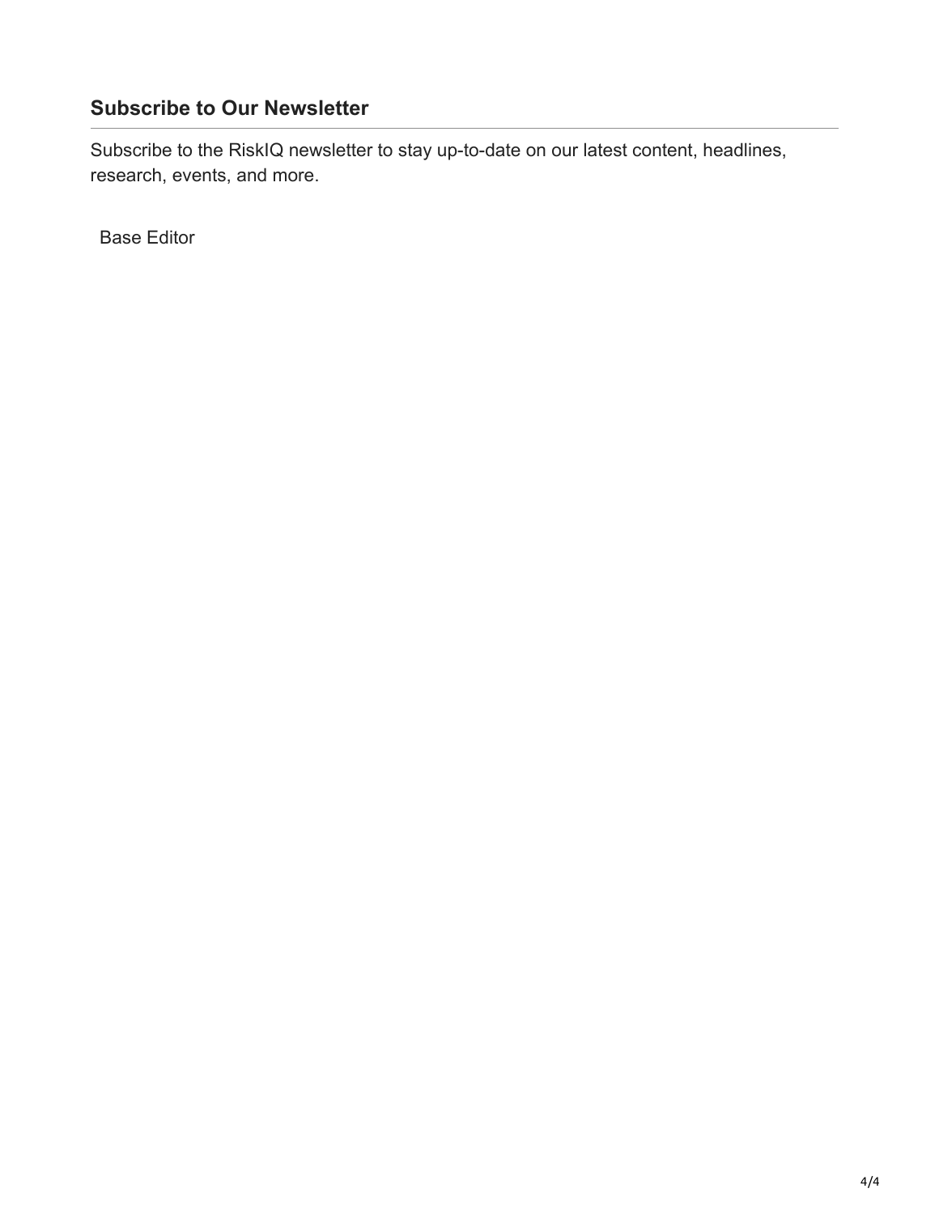## Subscribe to Our Newsletter

Subscribe to the RiskIQ newsletter to stay up-to-date on our latest content, headlines, research, events, and more.

Base Editor